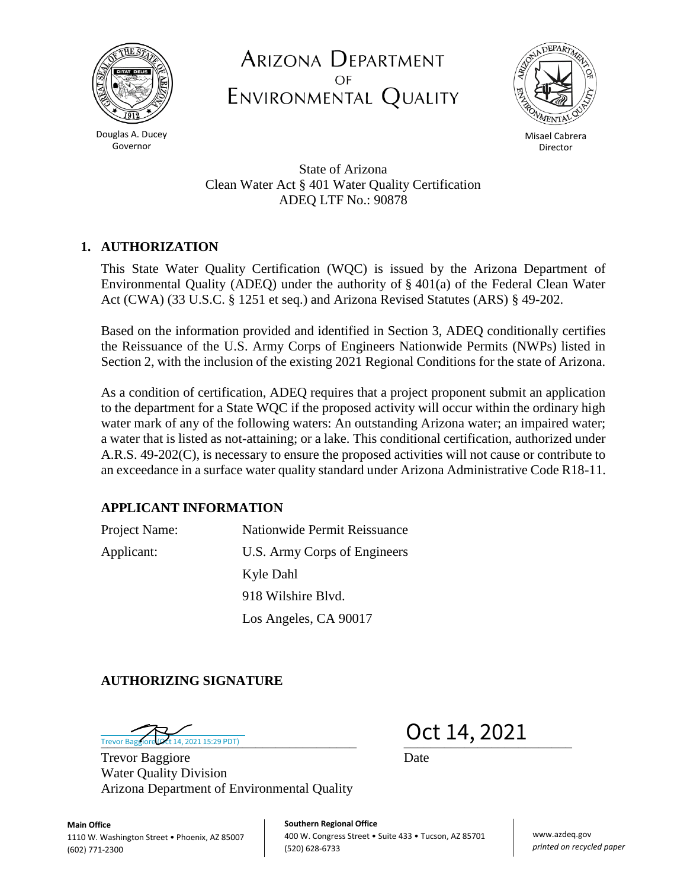Douglas A. Ducey
Governor

# Arizona Department of Environmental Quality

Misael Cabrera
Director

State of Arizona
Clean Water Act § 401 Water Quality Certification
ADEQ LTF No.: 90878

## 1. AUTHORIZATION

This State Water Quality Certification (WQC) is issued by the Arizona Department of Environmental Quality (ADEQ) under the authority of § 401(a) of the Federal Clean Water Act (CWA) (33 U.S.C. § 1251 et seq.) and Arizona Revised Statutes (ARS) § 49-202.

Based on the information provided and identified in Section 3, ADEQ conditionally certifies the Reissuance of the U.S. Army Corps of Engineers Nationwide Permits (NWPs) listed in Section 2, with the inclusion of the existing 2021 Regional Conditions for the state of Arizona.

As a condition of certification, ADEQ requires that a project proponent submit an application to the department for a State WQC if the proposed activity will occur within the ordinary high water mark of any of the following waters: An outstanding Arizona water; an impaired water; a water that is listed as not-attaining; or a lake. This conditional certification, authorized under A.R.S. 49-202(C), is necessary to ensure the proposed activities will not cause or contribute to an exceedance in a surface water quality standard under Arizona Administrative Code R18-11.

### APPLICANT INFORMATION

| | |
|---|---|
| Project Name: | Nationwide Permit Reissuance |
| Applicant: | U.S. Army Corps of Engineers |
| | Kyle Dahl |
| | 918 Wilshire Blvd. |
| | Los Angeles, CA 90017 |

### AUTHORIZING SIGNATURE

Trevor Baggiore (Oct 14, 2021 15:29 PDT)

Trevor Baggiore
Water Quality Division
Arizona Department of Environmental Quality

Oct 14, 2021
Date

**Main Office**
1110 W. Washington Street • Phoenix, AZ 85007
(602) 771-2300

**Southern Regional Office**
400 W. Congress Street • Suite 433 • Tucson, AZ 85701
(520) 628-6733

www.azdeq.gov
*printed on recycled paper*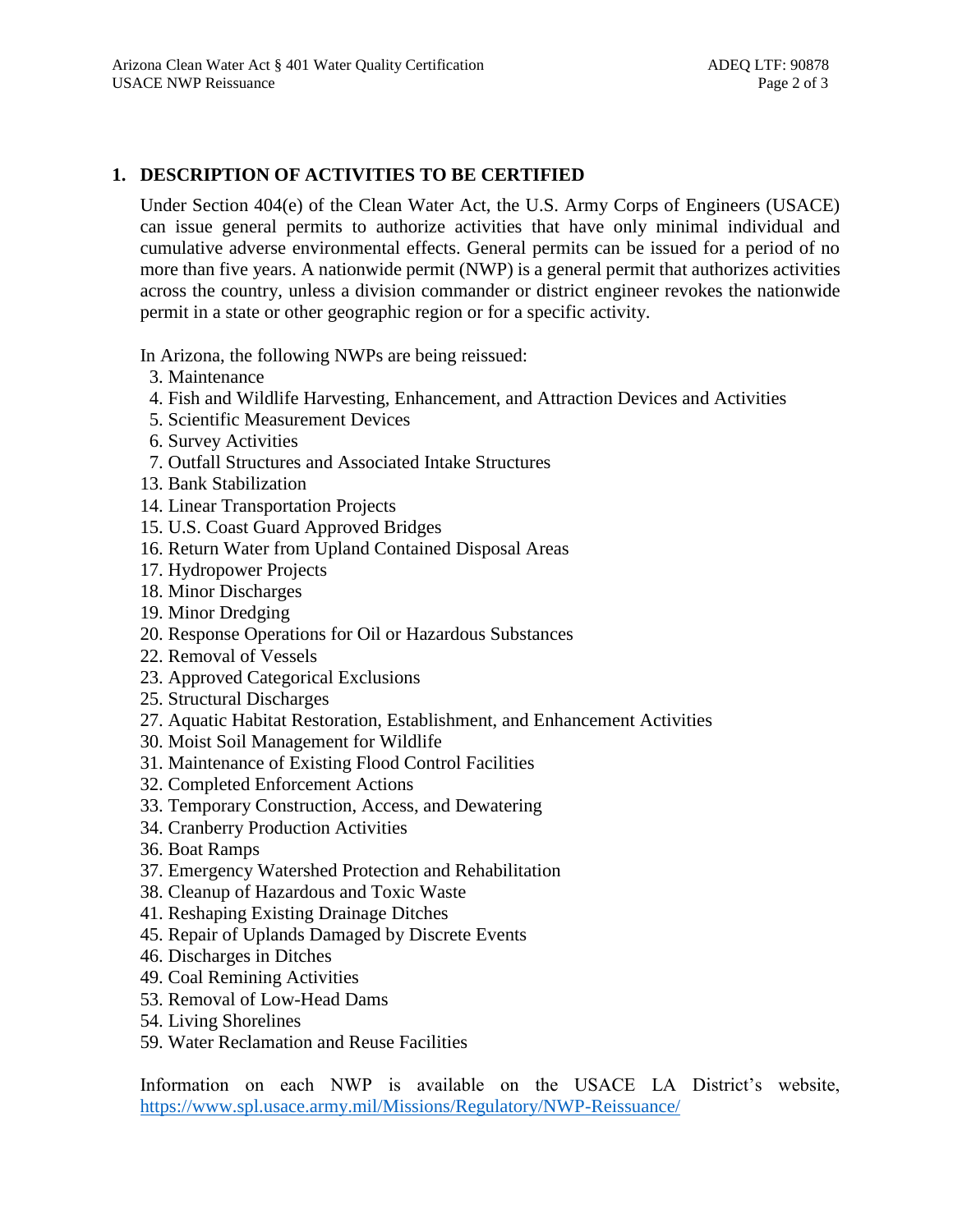## 1. DESCRIPTION OF ACTIVITIES TO BE CERTIFIED

Under Section 404(e) of the Clean Water Act, the U.S. Army Corps of Engineers (USACE) can issue general permits to authorize activities that have only minimal individual and cumulative adverse environmental effects. General permits can be issued for a period of no more than five years. A nationwide permit (NWP) is a general permit that authorizes activities across the country, unless a division commander or district engineer revokes the nationwide permit in a state or other geographic region or for a specific activity.

In Arizona, the following NWPs are being reissued:

3. Maintenance
4. Fish and Wildlife Harvesting, Enhancement, and Attraction Devices and Activities
5. Scientific Measurement Devices
6. Survey Activities
7. Outfall Structures and Associated Intake Structures
13. Bank Stabilization
14. Linear Transportation Projects
15. U.S. Coast Guard Approved Bridges
16. Return Water from Upland Contained Disposal Areas
17. Hydropower Projects
18. Minor Discharges
19. Minor Dredging
20. Response Operations for Oil or Hazardous Substances
22. Removal of Vessels
23. Approved Categorical Exclusions
25. Structural Discharges
27. Aquatic Habitat Restoration, Establishment, and Enhancement Activities
30. Moist Soil Management for Wildlife
31. Maintenance of Existing Flood Control Facilities
32. Completed Enforcement Actions
33. Temporary Construction, Access, and Dewatering
34. Cranberry Production Activities
36. Boat Ramps
37. Emergency Watershed Protection and Rehabilitation
38. Cleanup of Hazardous and Toxic Waste
41. Reshaping Existing Drainage Ditches
45. Repair of Uplands Damaged by Discrete Events
46. Discharges in Ditches
49. Coal Remining Activities
53. Removal of Low-Head Dams
54. Living Shorelines
59. Water Reclamation and Reuse Facilities

Information on each NWP is available on the USACE LA District's website, https://www.spl.usace.army.mil/Missions/Regulatory/NWP-Reissuance/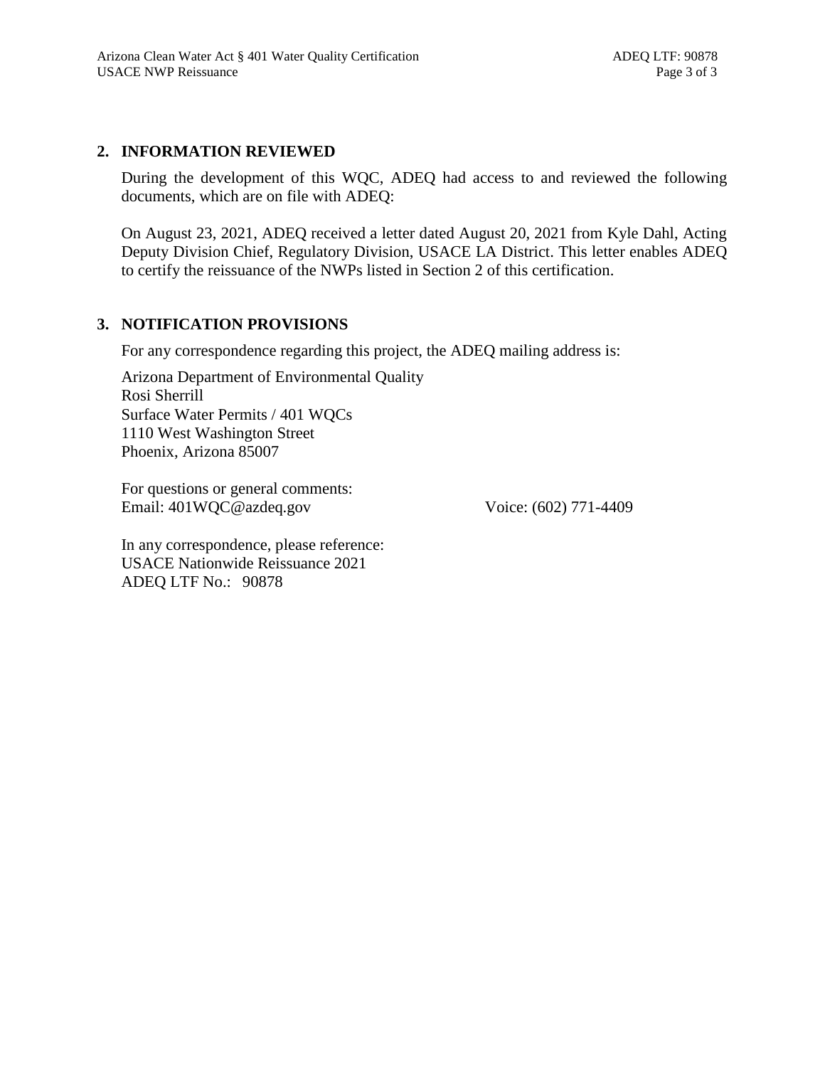## 2. INFORMATION REVIEWED

During the development of this WQC, ADEQ had access to and reviewed the following documents, which are on file with ADEQ:

On August 23, 2021, ADEQ received a letter dated August 20, 2021 from Kyle Dahl, Acting Deputy Division Chief, Regulatory Division, USACE LA District. This letter enables ADEQ to certify the reissuance of the NWPs listed in Section 2 of this certification.

## 3. NOTIFICATION PROVISIONS

For any correspondence regarding this project, the ADEQ mailing address is:

Arizona Department of Environmental Quality
Rosi Sherrill
Surface Water Permits / 401 WQCs
1110 West Washington Street
Phoenix, Arizona 85007

For questions or general comments:
Email: 401WQC@azdeq.gov Voice: (602) 771-4409

In any correspondence, please reference:
USACE Nationwide Reissuance 2021
ADEQ LTF No.: 90878